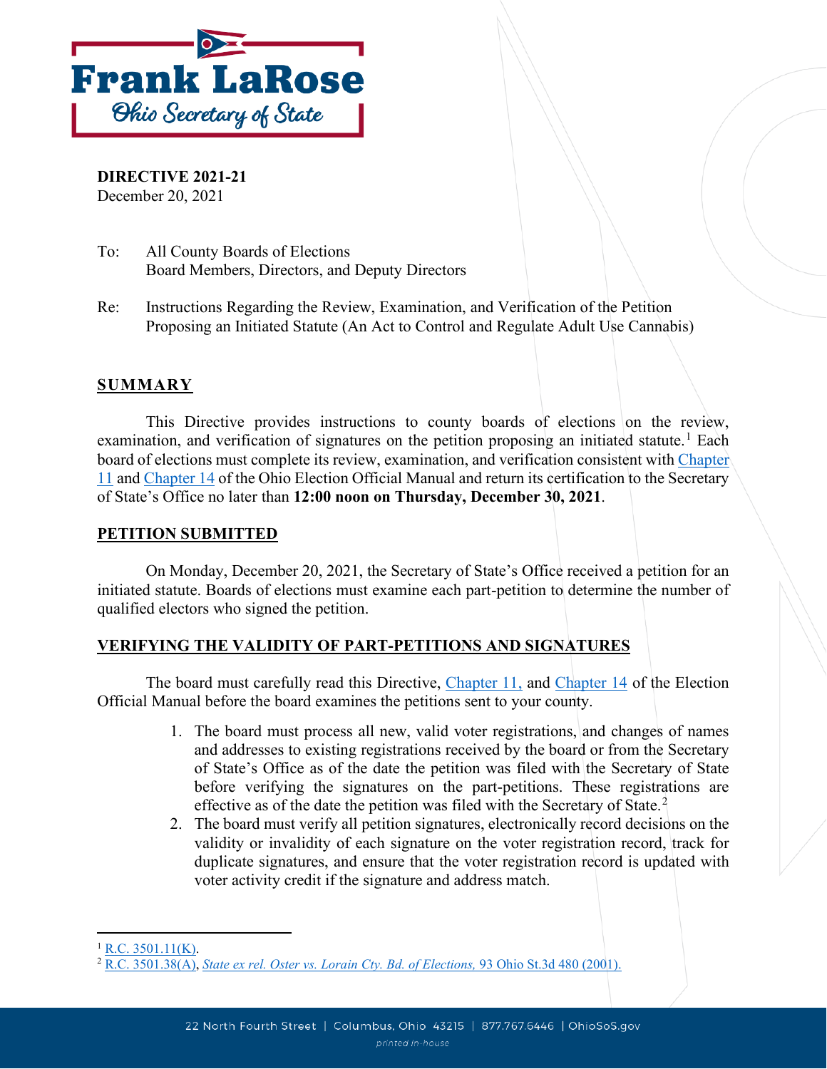**Frank LaRose**
*Ohio Secretary of State*

**DIRECTIVE 2021-21**
December 20, 2021

To: All County Boards of Elections
Board Members, Directors, and Deputy Directors

Re: Instructions Regarding the Review, Examination, and Verification of the Petition Proposing an Initiated Statute (An Act to Control and Regulate Adult Use Cannabis)

## SUMMARY

This Directive provides instructions to county boards of elections on the review, examination, and verification of signatures on the petition proposing an initiated statute.[1] Each board of elections must complete its review, examination, and verification consistent with Chapter 11 and Chapter 14 of the Ohio Election Official Manual and return its certification to the Secretary of State's Office no later than **12:00 noon on Thursday, December 30, 2021**.

## PETITION SUBMITTED

On Monday, December 20, 2021, the Secretary of State's Office received a petition for an initiated statute. Boards of elections must examine each part-petition to determine the number of qualified electors who signed the petition.

## VERIFYING THE VALIDITY OF PART-PETITIONS AND SIGNATURES

The board must carefully read this Directive, Chapter 11, and Chapter 14 of the Election Official Manual before the board examines the petitions sent to your county.

1. The board must process all new, valid voter registrations, and changes of names and addresses to existing registrations received by the board or from the Secretary of State's Office as of the date the petition was filed with the Secretary of State before verifying the signatures on the part-petitions. These registrations are effective as of the date the petition was filed with the Secretary of State.[2]
2. The board must verify all petition signatures, electronically record decisions on the validity or invalidity of each signature on the voter registration record, track for duplicate signatures, and ensure that the voter registration record is updated with voter activity credit if the signature and address match.

---

[1] R.C. 3501.11(K).
[2] R.C. 3501.38(A), *State ex rel. Oster vs. Lorain Cty. Bd. of Elections,* 93 Ohio St.3d 480 (2001).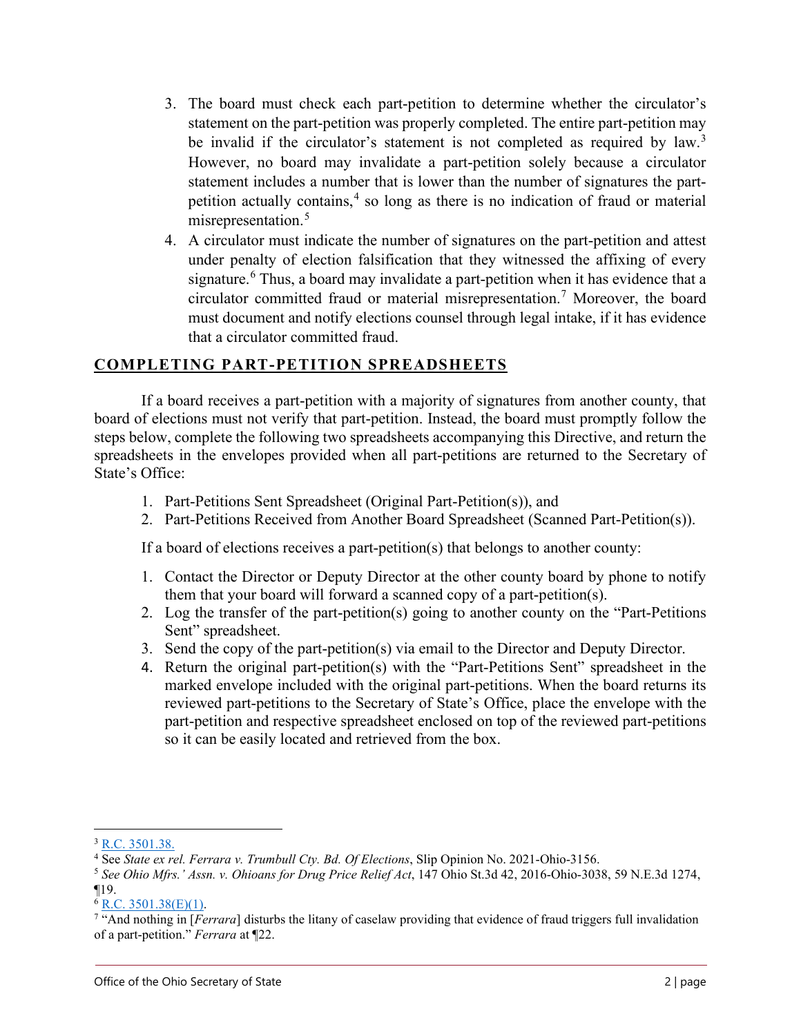3. The board must check each part-petition to determine whether the circulator's statement on the part-petition was properly completed. The entire part-petition may be invalid if the circulator's statement is not completed as required by law.[3] However, no board may invalidate a part-petition solely because a circulator statement includes a number that is lower than the number of signatures the part-petition actually contains,[4] so long as there is no indication of fraud or material misrepresentation.[5]
4. A circulator must indicate the number of signatures on the part-petition and attest under penalty of election falsification that they witnessed the affixing of every signature.[6] Thus, a board may invalidate a part-petition when it has evidence that a circulator committed fraud or material misrepresentation.[7] Moreover, the board must document and notify elections counsel through legal intake, if it has evidence that a circulator committed fraud.

## COMPLETING PART-PETITION SPREADSHEETS

If a board receives a part-petition with a majority of signatures from another county, that board of elections must not verify that part-petition. Instead, the board must promptly follow the steps below, complete the following two spreadsheets accompanying this Directive, and return the spreadsheets in the envelopes provided when all part-petitions are returned to the Secretary of State's Office:

1. Part-Petitions Sent Spreadsheet (Original Part-Petition(s)), and
2. Part-Petitions Received from Another Board Spreadsheet (Scanned Part-Petition(s)).

If a board of elections receives a part-petition(s) that belongs to another county:

1. Contact the Director or Deputy Director at the other county board by phone to notify them that your board will forward a scanned copy of a part-petition(s).
2. Log the transfer of the part-petition(s) going to another county on the "Part-Petitions Sent" spreadsheet.
3. Send the copy of the part-petition(s) via email to the Director and Deputy Director.
4. Return the original part-petition(s) with the "Part-Petitions Sent" spreadsheet in the marked envelope included with the original part-petitions. When the board returns its reviewed part-petitions to the Secretary of State's Office, place the envelope with the part-petition and respective spreadsheet enclosed on top of the reviewed part-petitions so it can be easily located and retrieved from the box.

---

[3] R.C. 3501.38.

[4] See *State ex rel. Ferrara v. Trumbull Cty. Bd. Of Elections*, Slip Opinion No. 2021-Ohio-3156.

[5] *See Ohio Mfrs.' Assn. v. Ohioans for Drug Price Relief Act*, 147 Ohio St.3d 42, 2016-Ohio-3038, 59 N.E.3d 1274, ¶19.

[6] R.C. 3501.38(E)(1).

[7] "And nothing in [*Ferrara*] disturbs the litany of caselaw providing that evidence of fraud triggers full invalidation of a part-petition." *Ferrara* at ¶22.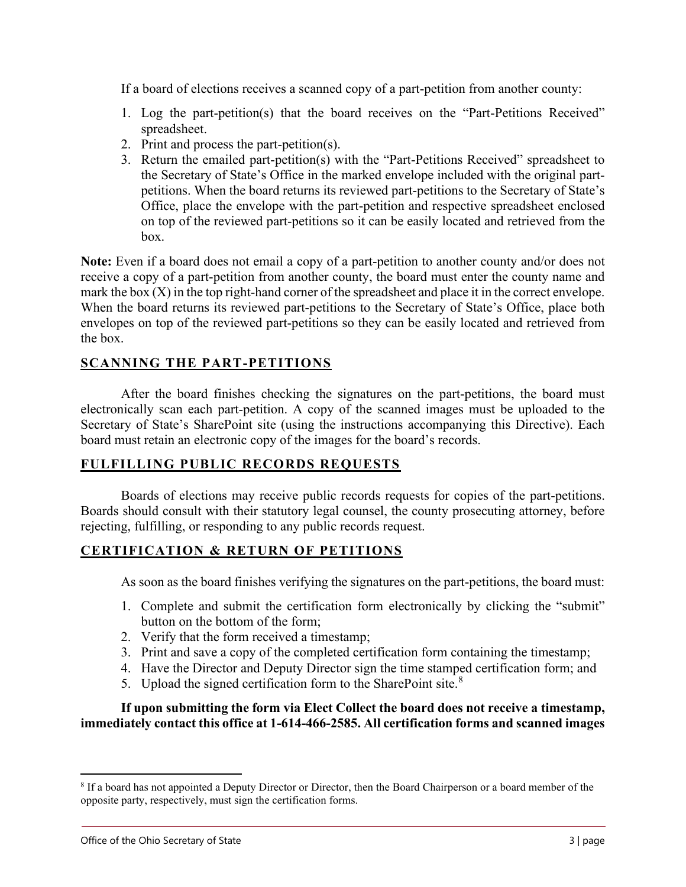If a board of elections receives a scanned copy of a part-petition from another county:

1. Log the part-petition(s) that the board receives on the "Part-Petitions Received" spreadsheet.
2. Print and process the part-petition(s).
3. Return the emailed part-petition(s) with the "Part-Petitions Received" spreadsheet to the Secretary of State's Office in the marked envelope included with the original part-petitions. When the board returns its reviewed part-petitions to the Secretary of State's Office, place the envelope with the part-petition and respective spreadsheet enclosed on top of the reviewed part-petitions so it can be easily located and retrieved from the box.

**Note:** Even if a board does not email a copy of a part-petition to another county and/or does not receive a copy of a part-petition from another county, the board must enter the county name and mark the box (X) in the top right-hand corner of the spreadsheet and place it in the correct envelope. When the board returns its reviewed part-petitions to the Secretary of State's Office, place both envelopes on top of the reviewed part-petitions so they can be easily located and retrieved from the box.

## SCANNING THE PART-PETITIONS

After the board finishes checking the signatures on the part-petitions, the board must electronically scan each part-petition. A copy of the scanned images must be uploaded to the Secretary of State's SharePoint site (using the instructions accompanying this Directive). Each board must retain an electronic copy of the images for the board's records.

## FULFILLING PUBLIC RECORDS REQUESTS

Boards of elections may receive public records requests for copies of the part-petitions. Boards should consult with their statutory legal counsel, the county prosecuting attorney, before rejecting, fulfilling, or responding to any public records request.

## CERTIFICATION & RETURN OF PETITIONS

As soon as the board finishes verifying the signatures on the part-petitions, the board must:

1. Complete and submit the certification form electronically by clicking the "submit" button on the bottom of the form;
2. Verify that the form received a timestamp;
3. Print and save a copy of the completed certification form containing the timestamp;
4. Have the Director and Deputy Director sign the time stamped certification form; and
5. Upload the signed certification form to the SharePoint site.[8]

**If upon submitting the form via Elect Collect the board does not receive a timestamp, immediately contact this office at 1-614-466-2585. All certification forms and scanned images**

[8] If a board has not appointed a Deputy Director or Director, then the Board Chairperson or a board member of the opposite party, respectively, must sign the certification forms.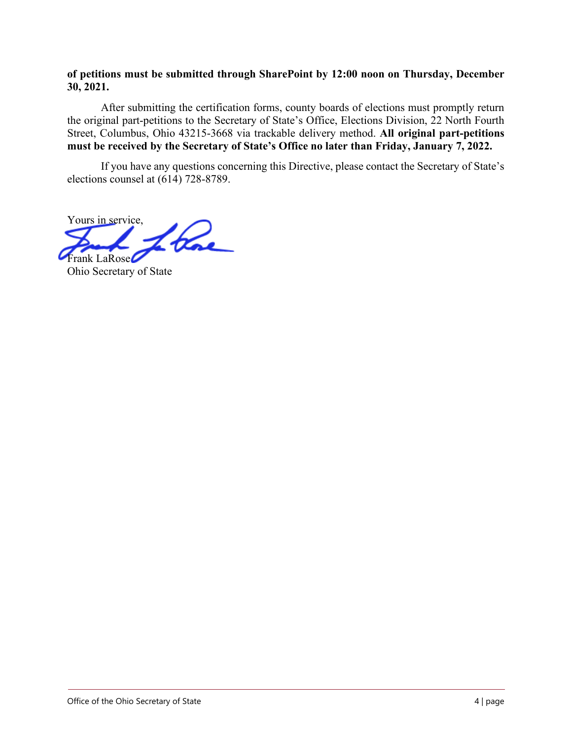**of petitions must be submitted through SharePoint by 12:00 noon on Thursday, December 30, 2021.**

After submitting the certification forms, county boards of elections must promptly return the original part-petitions to the Secretary of State's Office, Elections Division, 22 North Fourth Street, Columbus, Ohio 43215-3668 via trackable delivery method. **All original part-petitions must be received by the Secretary of State's Office no later than Friday, January 7, 2022.**

If you have any questions concerning this Directive, please contact the Secretary of State's elections counsel at (614) 728-8789.

Yours in service,

Frank LaRose
Ohio Secretary of State